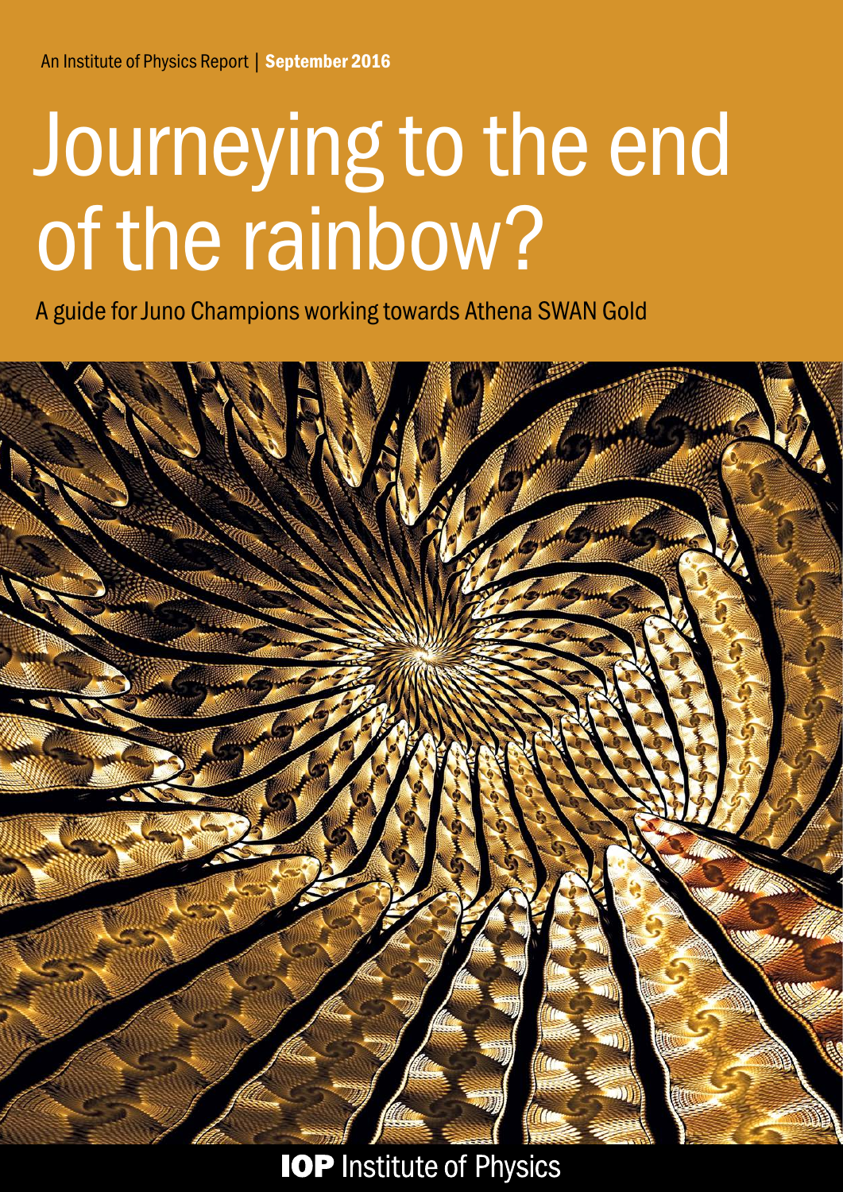An Institute of Physics Report | **September 2016**

# Journeying to the end of the rainbow?

A guide for Juno Champions working towards Athena SWAN Gold

**IOP** Institute of Physics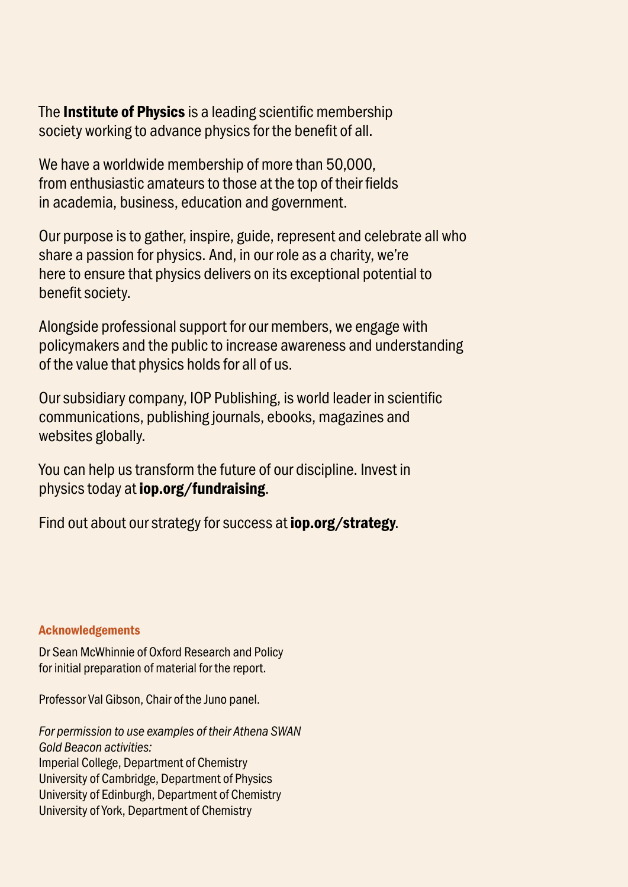The **Institute of Physics** is a leading scientific membership society working to advance physics for the benefit of all.

We have a worldwide membership of more than 50,000, from enthusiastic amateurs to those at the top of their fields in academia, business, education and government.

Our purpose is to gather, inspire, guide, represent and celebrate all who share a passion for physics. And, in our role as a charity, we're here to ensure that physics delivers on its exceptional potential to benefit society.

Alongside professional support for our members, we engage with policymakers and the public to increase awareness and understanding of the value that physics holds for all of us.

Our subsidiary company, IOP Publishing, is world leader in scientific communications, publishing journals, ebooks, magazines and websites globally.

You can help us transform the future of our discipline. Invest in physics today at **iop.org/fundraising**.

Find out about our strategy for success at **iop.org/strategy**.

### Acknowledgements

Dr Sean McWhinnie of Oxford Research and Policy for initial preparation of material for the report.

Professor Val Gibson, Chair of the Juno panel.

*For permission to use examples of their Athena SWAN Gold Beacon activities:*
Imperial College, Department of Chemistry
University of Cambridge, Department of Physics
University of Edinburgh, Department of Chemistry
University of York, Department of Chemistry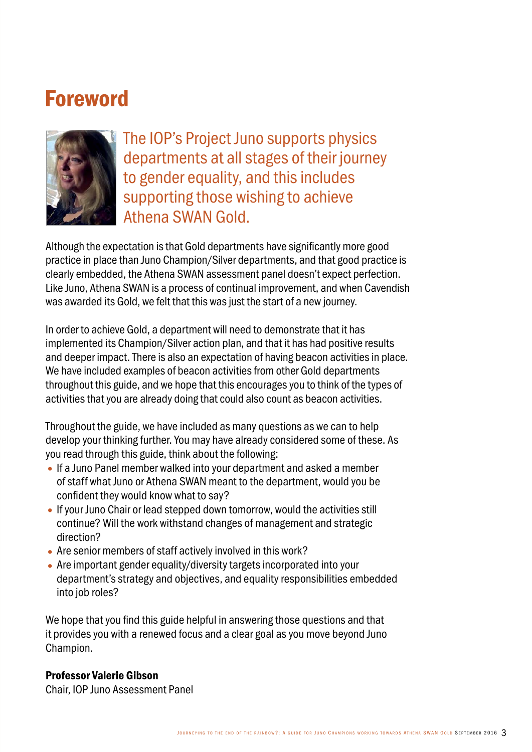# Foreword

The IOP's Project Juno supports physics departments at all stages of their journey to gender equality, and this includes supporting those wishing to achieve Athena SWAN Gold.

Although the expectation is that Gold departments have significantly more good practice in place than Juno Champion/Silver departments, and that good practice is clearly embedded, the Athena SWAN assessment panel doesn't expect perfection. Like Juno, Athena SWAN is a process of continual improvement, and when Cavendish was awarded its Gold, we felt that this was just the start of a new journey.

In order to achieve Gold, a department will need to demonstrate that it has implemented its Champion/Silver action plan, and that it has had positive results and deeper impact. There is also an expectation of having beacon activities in place. We have included examples of beacon activities from other Gold departments throughout this guide, and we hope that this encourages you to think of the types of activities that you are already doing that could also count as beacon activities.

Throughout the guide, we have included as many questions as we can to help develop your thinking further. You may have already considered some of these. As you read through this guide, think about the following:

- If a Juno Panel member walked into your department and asked a member of staff what Juno or Athena SWAN meant to the department, would you be confident they would know what to say?
- If your Juno Chair or lead stepped down tomorrow, would the activities still continue? Will the work withstand changes of management and strategic direction?
- Are senior members of staff actively involved in this work?
- Are important gender equality/diversity targets incorporated into your department's strategy and objectives, and equality responsibilities embedded into job roles?

We hope that you find this guide helpful in answering those questions and that it provides you with a renewed focus and a clear goal as you move beyond Juno Champion.

**Professor Valerie Gibson**
Chair, IOP Juno Assessment Panel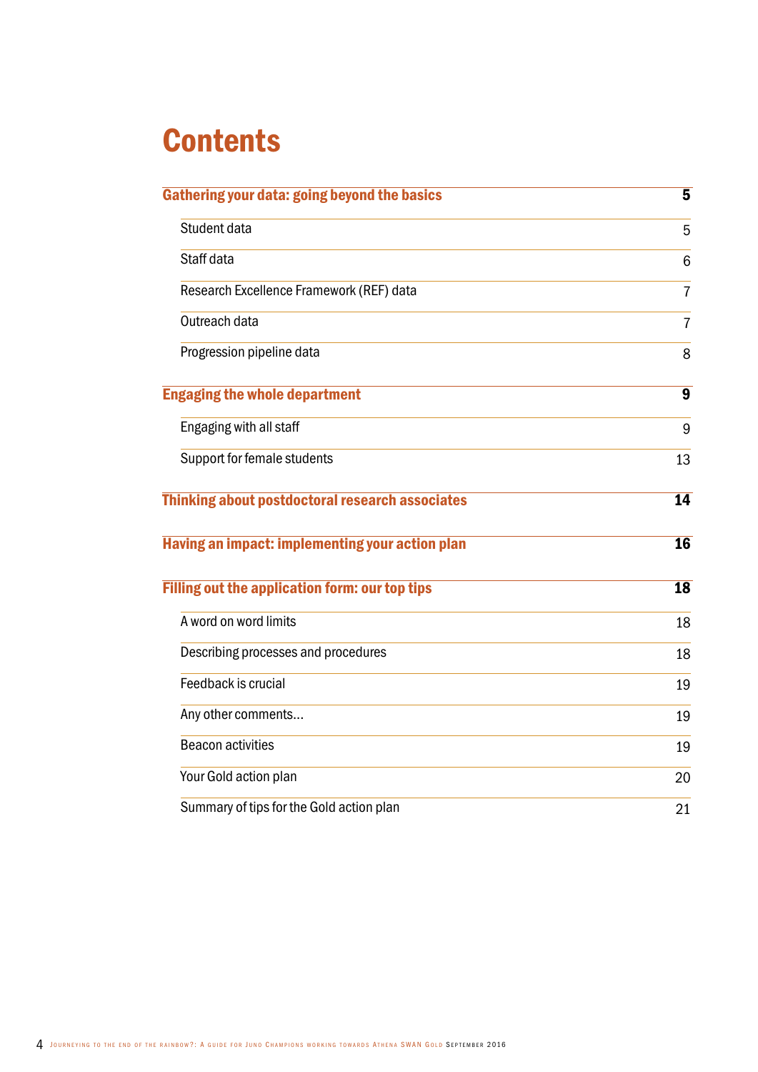# Contents

| | |
|---|---|
| **Gathering your data: going beyond the basics** | **5** |
| Student data | 5 |
| Staff data | 6 |
| Research Excellence Framework (REF) data | 7 |
| Outreach data | 7 |
| Progression pipeline data | 8 |
| **Engaging the whole department** | **9** |
| Engaging with all staff | 9 |
| Support for female students | 13 |
| **Thinking about postdoctoral research associates** | **14** |
| **Having an impact: implementing your action plan** | **16** |
| **Filling out the application form: our top tips** | **18** |
| A word on word limits | 18 |
| Describing processes and procedures | 18 |
| Feedback is crucial | 19 |
| Any other comments… | 19 |
| Beacon activities | 19 |
| Your Gold action plan | 20 |
| Summary of tips for the Gold action plan | 21 |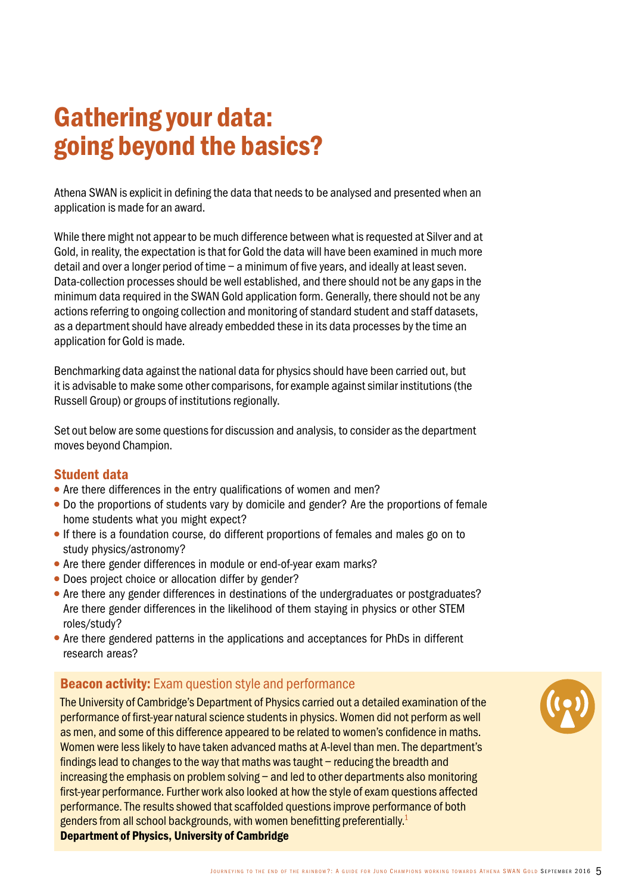# Gathering your data: going beyond the basics?

Athena SWAN is explicit in defining the data that needs to be analysed and presented when an application is made for an award.

While there might not appear to be much difference between what is requested at Silver and at Gold, in reality, the expectation is that for Gold the data will have been examined in much more detail and over a longer period of time – a minimum of five years, and ideally at least seven. Data-collection processes should be well established, and there should not be any gaps in the minimum data required in the SWAN Gold application form. Generally, there should not be any actions referring to ongoing collection and monitoring of standard student and staff datasets, as a department should have already embedded these in its data processes by the time an application for Gold is made.

Benchmarking data against the national data for physics should have been carried out, but it is advisable to make some other comparisons, for example against similar institutions (the Russell Group) or groups of institutions regionally.

Set out below are some questions for discussion and analysis, to consider as the department moves beyond Champion.

## Student data

- Are there differences in the entry qualifications of women and men?
- Do the proportions of students vary by domicile and gender? Are the proportions of female home students what you might expect?
- If there is a foundation course, do different proportions of females and males go on to study physics/astronomy?
- Are there gender differences in module or end-of-year exam marks?
- Does project choice or allocation differ by gender?
- Are there any gender differences in destinations of the undergraduates or postgraduates? Are there gender differences in the likelihood of them staying in physics or other STEM roles/study?
- Are there gendered patterns in the applications and acceptances for PhDs in different research areas?

### **Beacon activity:** Exam question style and performance

The University of Cambridge's Department of Physics carried out a detailed examination of the performance of first-year natural science students in physics. Women did not perform as well as men, and some of this difference appeared to be related to women's confidence in maths. Women were less likely to have taken advanced maths at A-level than men. The department's findings lead to changes to the way that maths was taught – reducing the breadth and increasing the emphasis on problem solving – and led to other departments also monitoring first-year performance. Further work also looked at how the style of exam questions affected performance. The results showed that scaffolded questions improve performance of both genders from all school backgrounds, with women benefitting preferentially.[1]

**Department of Physics, University of Cambridge**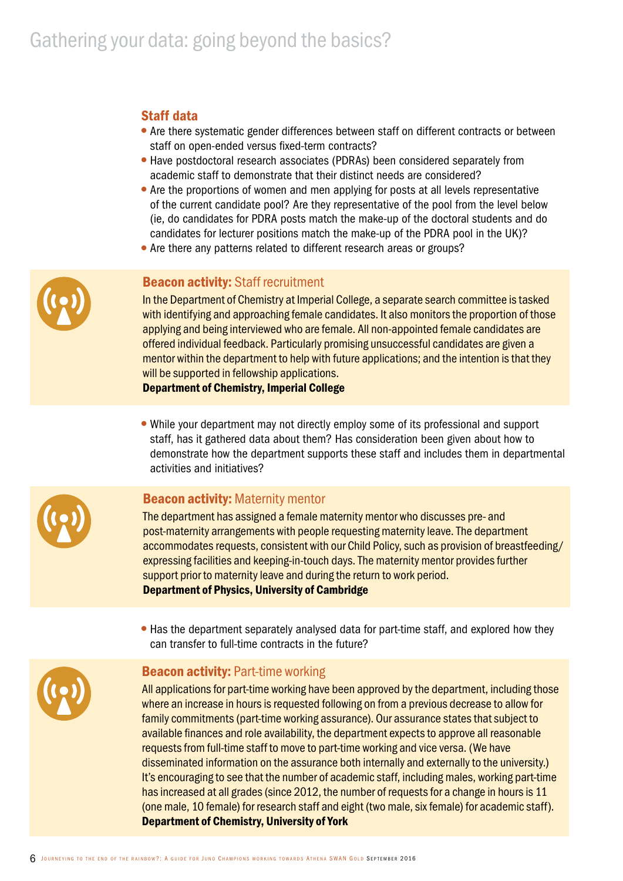# Gathering your data: going beyond the basics?

## Staff data

- Are there systematic gender differences between staff on different contracts or between staff on open-ended versus fixed-term contracts?
- Have postdoctoral research associates (PDRAs) been considered separately from academic staff to demonstrate that their distinct needs are considered?
- Are the proportions of women and men applying for posts at all levels representative of the current candidate pool? Are they representative of the pool from the level below (ie, do candidates for PDRA posts match the make-up of the doctoral students and do candidates for lecturer positions match the make-up of the PDRA pool in the UK)?
- Are there any patterns related to different research areas or groups?

### **Beacon activity:** Staff recruitment

In the Department of Chemistry at Imperial College, a separate search committee is tasked with identifying and approaching female candidates. It also monitors the proportion of those applying and being interviewed who are female. All non-appointed female candidates are offered individual feedback. Particularly promising unsuccessful candidates are given a mentor within the department to help with future applications; and the intention is that they will be supported in fellowship applications.

**Department of Chemistry, Imperial College**

- While your department may not directly employ some of its professional and support staff, has it gathered data about them? Has consideration been given about how to demonstrate how the department supports these staff and includes them in departmental activities and initiatives?

### **Beacon activity:** Maternity mentor

The department has assigned a female maternity mentor who discusses pre- and post-maternity arrangements with people requesting maternity leave. The department accommodates requests, consistent with our Child Policy, such as provision of breastfeeding/expressing facilities and keeping-in-touch days. The maternity mentor provides further support prior to maternity leave and during the return to work period.

**Department of Physics, University of Cambridge**

- Has the department separately analysed data for part-time staff, and explored how they can transfer to full-time contracts in the future?

### **Beacon activity:** Part-time working

All applications for part-time working have been approved by the department, including those where an increase in hours is requested following on from a previous decrease to allow for family commitments (part-time working assurance). Our assurance states that subject to available finances and role availability, the department expects to approve all reasonable requests from full-time staff to move to part-time working and vice versa. (We have disseminated information on the assurance both internally and externally to the university.) It's encouraging to see that the number of academic staff, including males, working part-time has increased at all grades (since 2012, the number of requests for a change in hours is 11 (one male, 10 female) for research staff and eight (two male, six female) for academic staff).

**Department of Chemistry, University of York**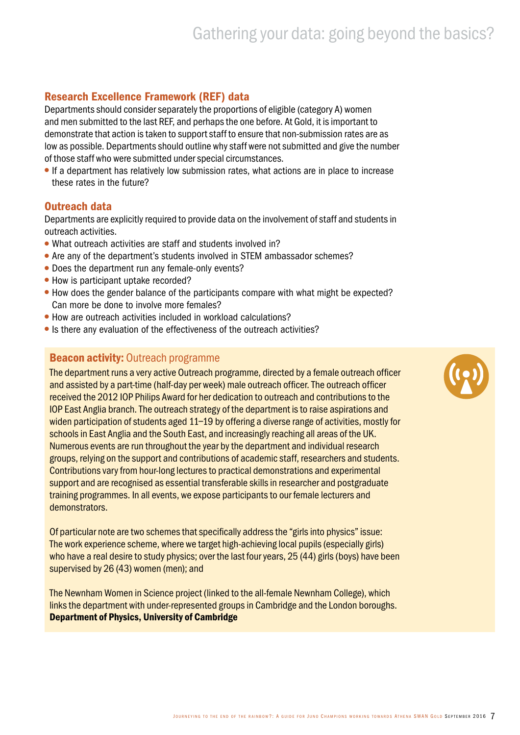## Research Excellence Framework (REF) data

Departments should consider separately the proportions of eligible (category A) women and men submitted to the last REF, and perhaps the one before. At Gold, it is important to demonstrate that action is taken to support staff to ensure that non-submission rates are as low as possible. Departments should outline why staff were not submitted and give the number of those staff who were submitted under special circumstances.

- If a department has relatively low submission rates, what actions are in place to increase these rates in the future?

## Outreach data

Departments are explicitly required to provide data on the involvement of staff and students in outreach activities.

- What outreach activities are staff and students involved in?
- Are any of the department's students involved in STEM ambassador schemes?
- Does the department run any female-only events?
- How is participant uptake recorded?
- How does the gender balance of the participants compare with what might be expected? Can more be done to involve more females?
- How are outreach activities included in workload calculations?
- Is there any evaluation of the effectiveness of the outreach activities?

### **Beacon activity:** Outreach programme

The department runs a very active Outreach programme, directed by a female outreach officer and assisted by a part-time (half-day per week) male outreach officer. The outreach officer received the 2012 IOP Philips Award for her dedication to outreach and contributions to the IOP East Anglia branch. The outreach strategy of the department is to raise aspirations and widen participation of students aged 11–19 by offering a diverse range of activities, mostly for schools in East Anglia and the South East, and increasingly reaching all areas of the UK. Numerous events are run throughout the year by the department and individual research groups, relying on the support and contributions of academic staff, researchers and students. Contributions vary from hour-long lectures to practical demonstrations and experimental support and are recognised as essential transferable skills in researcher and postgraduate training programmes. In all events, we expose participants to our female lecturers and demonstrators.

Of particular note are two schemes that specifically address the "girls into physics" issue: The work experience scheme, where we target high-achieving local pupils (especially girls) who have a real desire to study physics; over the last four years, 25 (44) girls (boys) have been supervised by 26 (43) women (men); and

The Newnham Women in Science project (linked to the all-female Newnham College), which links the department with under-represented groups in Cambridge and the London boroughs.
**Department of Physics, University of Cambridge**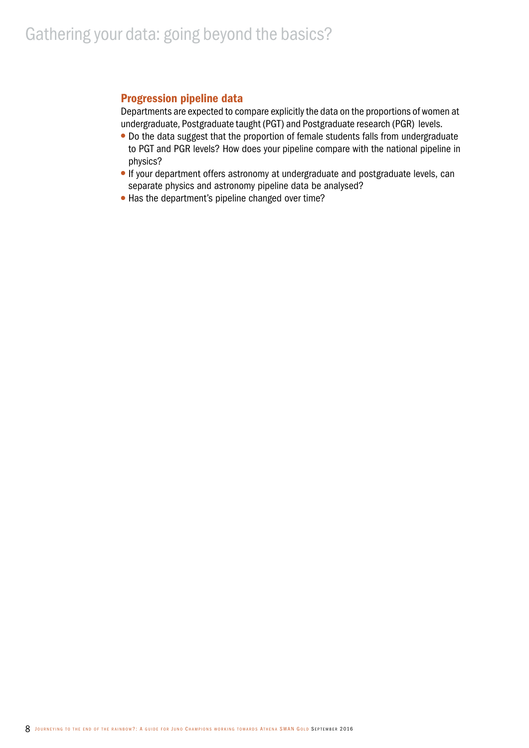# Gathering your data: going beyond the basics?

## Progression pipeline data

Departments are expected to compare explicitly the data on the proportions of women at undergraduate, Postgraduate taught (PGT) and Postgraduate research (PGR) levels.

- Do the data suggest that the proportion of female students falls from undergraduate to PGT and PGR levels? How does your pipeline compare with the national pipeline in physics?
- If your department offers astronomy at undergraduate and postgraduate levels, can separate physics and astronomy pipeline data be analysed?
- Has the department's pipeline changed over time?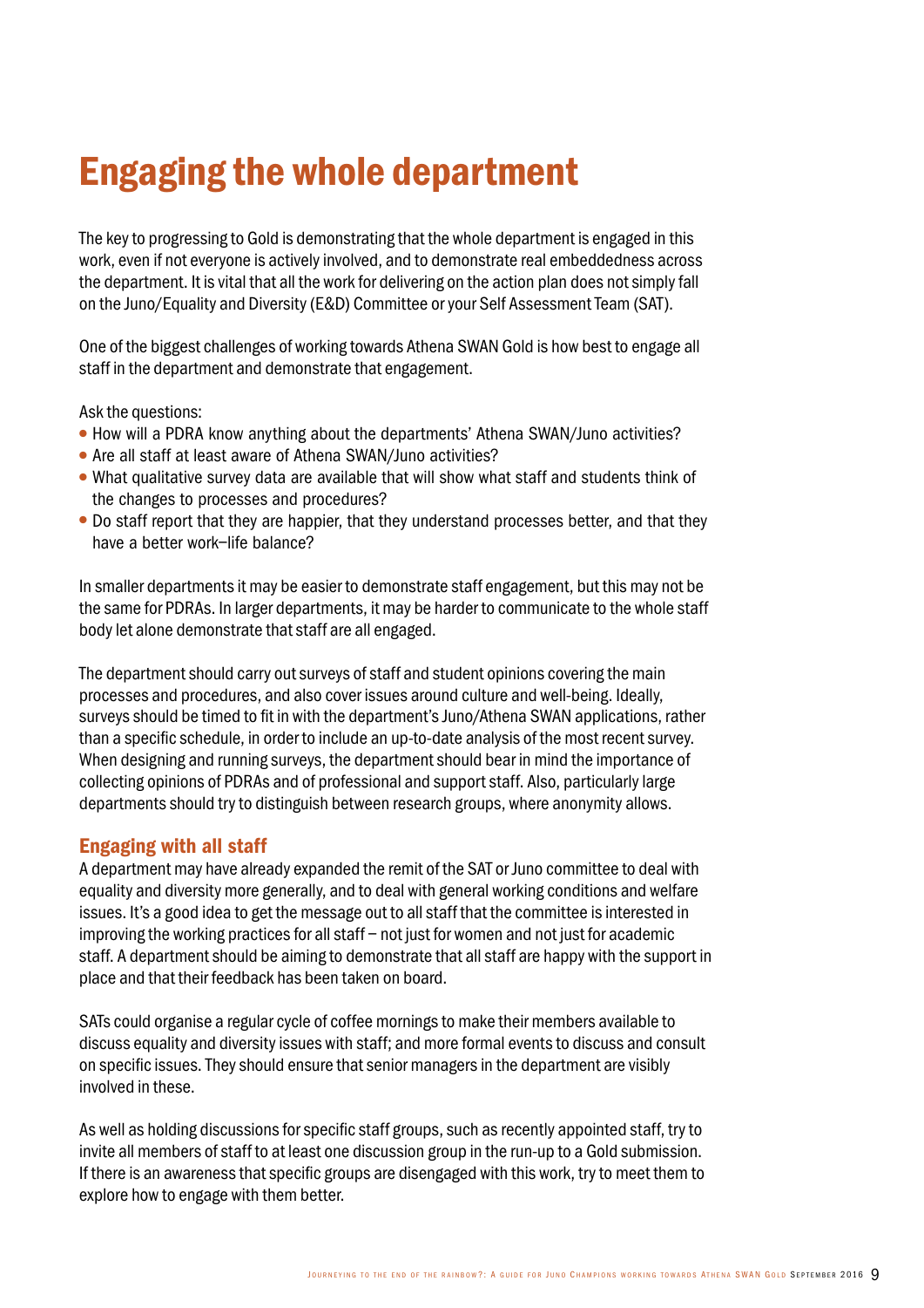# Engaging the whole department

The key to progressing to Gold is demonstrating that the whole department is engaged in this work, even if not everyone is actively involved, and to demonstrate real embeddedness across the department. It is vital that all the work for delivering on the action plan does not simply fall on the Juno/Equality and Diversity (E&D) Committee or your Self Assessment Team (SAT).

One of the biggest challenges of working towards Athena SWAN Gold is how best to engage all staff in the department and demonstrate that engagement.

Ask the questions:

- How will a PDRA know anything about the departments' Athena SWAN/Juno activities?
- Are all staff at least aware of Athena SWAN/Juno activities?
- What qualitative survey data are available that will show what staff and students think of the changes to processes and procedures?
- Do staff report that they are happier, that they understand processes better, and that they have a better work–life balance?

In smaller departments it may be easier to demonstrate staff engagement, but this may not be the same for PDRAs. In larger departments, it may be harder to communicate to the whole staff body let alone demonstrate that staff are all engaged.

The department should carry out surveys of staff and student opinions covering the main processes and procedures, and also cover issues around culture and well-being. Ideally, surveys should be timed to fit in with the department's Juno/Athena SWAN applications, rather than a specific schedule, in order to include an up-to-date analysis of the most recent survey. When designing and running surveys, the department should bear in mind the importance of collecting opinions of PDRAs and of professional and support staff. Also, particularly large departments should try to distinguish between research groups, where anonymity allows.

## Engaging with all staff

A department may have already expanded the remit of the SAT or Juno committee to deal with equality and diversity more generally, and to deal with general working conditions and welfare issues. It's a good idea to get the message out to all staff that the committee is interested in improving the working practices for all staff – not just for women and not just for academic staff. A department should be aiming to demonstrate that all staff are happy with the support in place and that their feedback has been taken on board.

SATs could organise a regular cycle of coffee mornings to make their members available to discuss equality and diversity issues with staff; and more formal events to discuss and consult on specific issues. They should ensure that senior managers in the department are visibly involved in these.

As well as holding discussions for specific staff groups, such as recently appointed staff, try to invite all members of staff to at least one discussion group in the run-up to a Gold submission. If there is an awareness that specific groups are disengaged with this work, try to meet them to explore how to engage with them better.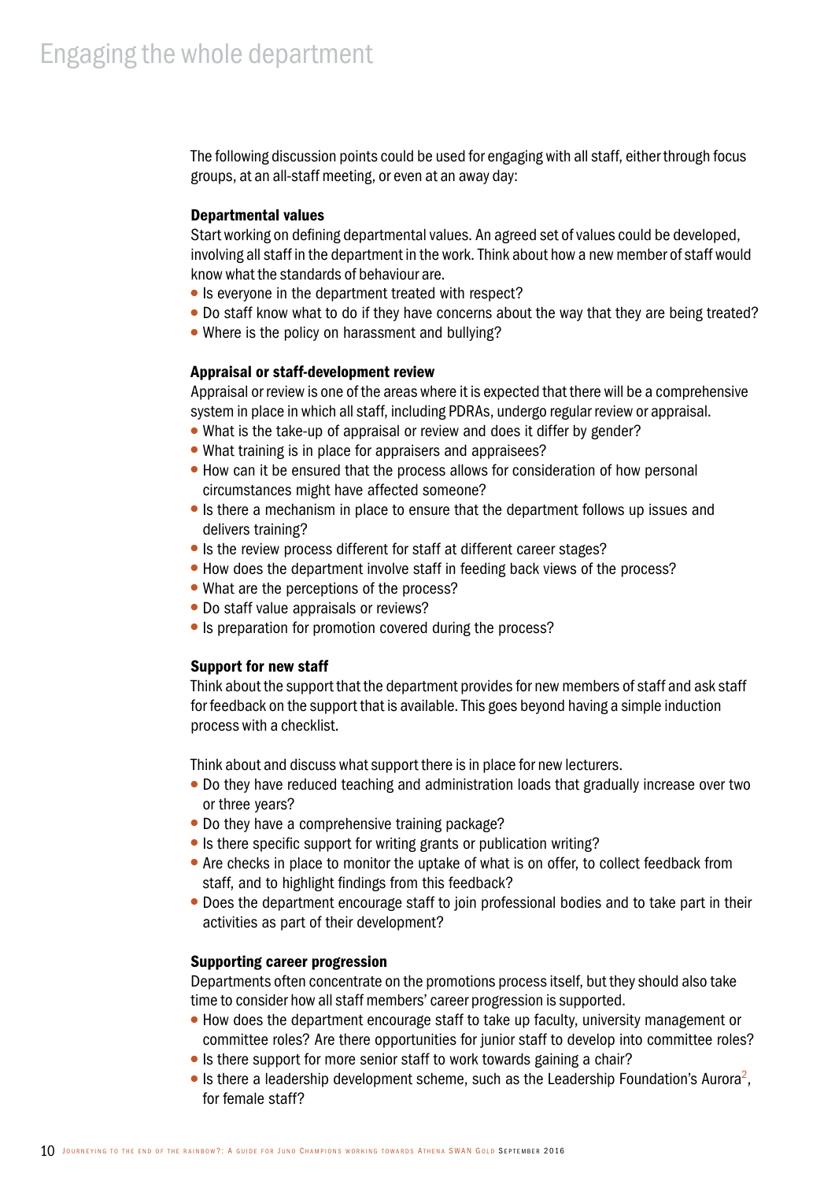# Engaging the whole department

The following discussion points could be used for engaging with all staff, either through focus groups, at an all-staff meeting, or even at an away day:

### Departmental values

Start working on defining departmental values. An agreed set of values could be developed, involving all staff in the department in the work. Think about how a new member of staff would know what the standards of behaviour are.

- Is everyone in the department treated with respect?
- Do staff know what to do if they have concerns about the way that they are being treated?
- Where is the policy on harassment and bullying?

### Appraisal or staff-development review

Appraisal or review is one of the areas where it is expected that there will be a comprehensive system in place in which all staff, including PDRAs, undergo regular review or appraisal.

- What is the take-up of appraisal or review and does it differ by gender?
- What training is in place for appraisers and appraisees?
- How can it be ensured that the process allows for consideration of how personal circumstances might have affected someone?
- Is there a mechanism in place to ensure that the department follows up issues and delivers training?
- Is the review process different for staff at different career stages?
- How does the department involve staff in feeding back views of the process?
- What are the perceptions of the process?
- Do staff value appraisals or reviews?
- Is preparation for promotion covered during the process?

### Support for new staff

Think about the support that the department provides for new members of staff and ask staff for feedback on the support that is available. This goes beyond having a simple induction process with a checklist.

Think about and discuss what support there is in place for new lecturers.

- Do they have reduced teaching and administration loads that gradually increase over two or three years?
- Do they have a comprehensive training package?
- Is there specific support for writing grants or publication writing?
- Are checks in place to monitor the uptake of what is on offer, to collect feedback from staff, and to highlight findings from this feedback?
- Does the department encourage staff to join professional bodies and to take part in their activities as part of their development?

### Supporting career progression

Departments often concentrate on the promotions process itself, but they should also take time to consider how all staff members' career progression is supported.

- How does the department encourage staff to take up faculty, university management or committee roles? Are there opportunities for junior staff to develop into committee roles?
- Is there support for more senior staff to work towards gaining a chair?
- Is there a leadership development scheme, such as the Leadership Foundation's Aurora[2], for female staff?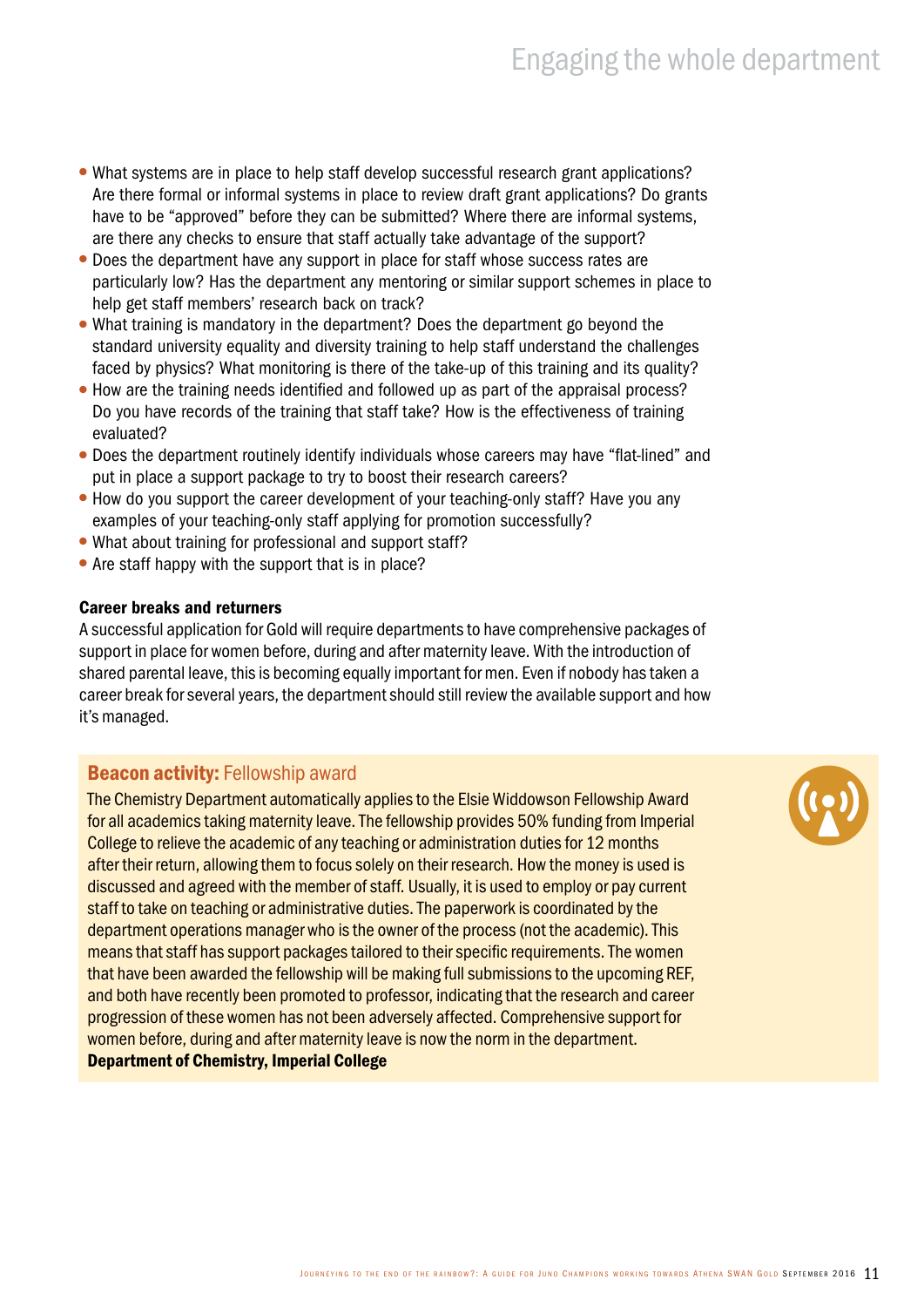- What systems are in place to help staff develop successful research grant applications? Are there formal or informal systems in place to review draft grant applications? Do grants have to be "approved" before they can be submitted? Where there are informal systems, are there any checks to ensure that staff actually take advantage of the support?
- Does the department have any support in place for staff whose success rates are particularly low? Has the department any mentoring or similar support schemes in place to help get staff members' research back on track?
- What training is mandatory in the department? Does the department go beyond the standard university equality and diversity training to help staff understand the challenges faced by physics? What monitoring is there of the take-up of this training and its quality?
- How are the training needs identified and followed up as part of the appraisal process? Do you have records of the training that staff take? How is the effectiveness of training evaluated?
- Does the department routinely identify individuals whose careers may have "flat-lined" and put in place a support package to try to boost their research careers?
- How do you support the career development of your teaching-only staff? Have you any examples of your teaching-only staff applying for promotion successfully?
- What about training for professional and support staff?
- Are staff happy with the support that is in place?

### Career breaks and returners

A successful application for Gold will require departments to have comprehensive packages of support in place for women before, during and after maternity leave. With the introduction of shared parental leave, this is becoming equally important for men. Even if nobody has taken a career break for several years, the department should still review the available support and how it's managed.

**Beacon activity:** Fellowship award

The Chemistry Department automatically applies to the Elsie Widdowson Fellowship Award for all academics taking maternity leave. The fellowship provides 50% funding from Imperial College to relieve the academic of any teaching or administration duties for 12 months after their return, allowing them to focus solely on their research. How the money is used is discussed and agreed with the member of staff. Usually, it is used to employ or pay current staff to take on teaching or administrative duties. The paperwork is coordinated by the department operations manager who is the owner of the process (not the academic). This means that staff has support packages tailored to their specific requirements. The women that have been awarded the fellowship will be making full submissions to the upcoming REF, and both have recently been promoted to professor, indicating that the research and career progression of these women has not been adversely affected. Comprehensive support for women before, during and after maternity leave is now the norm in the department.

**Department of Chemistry, Imperial College**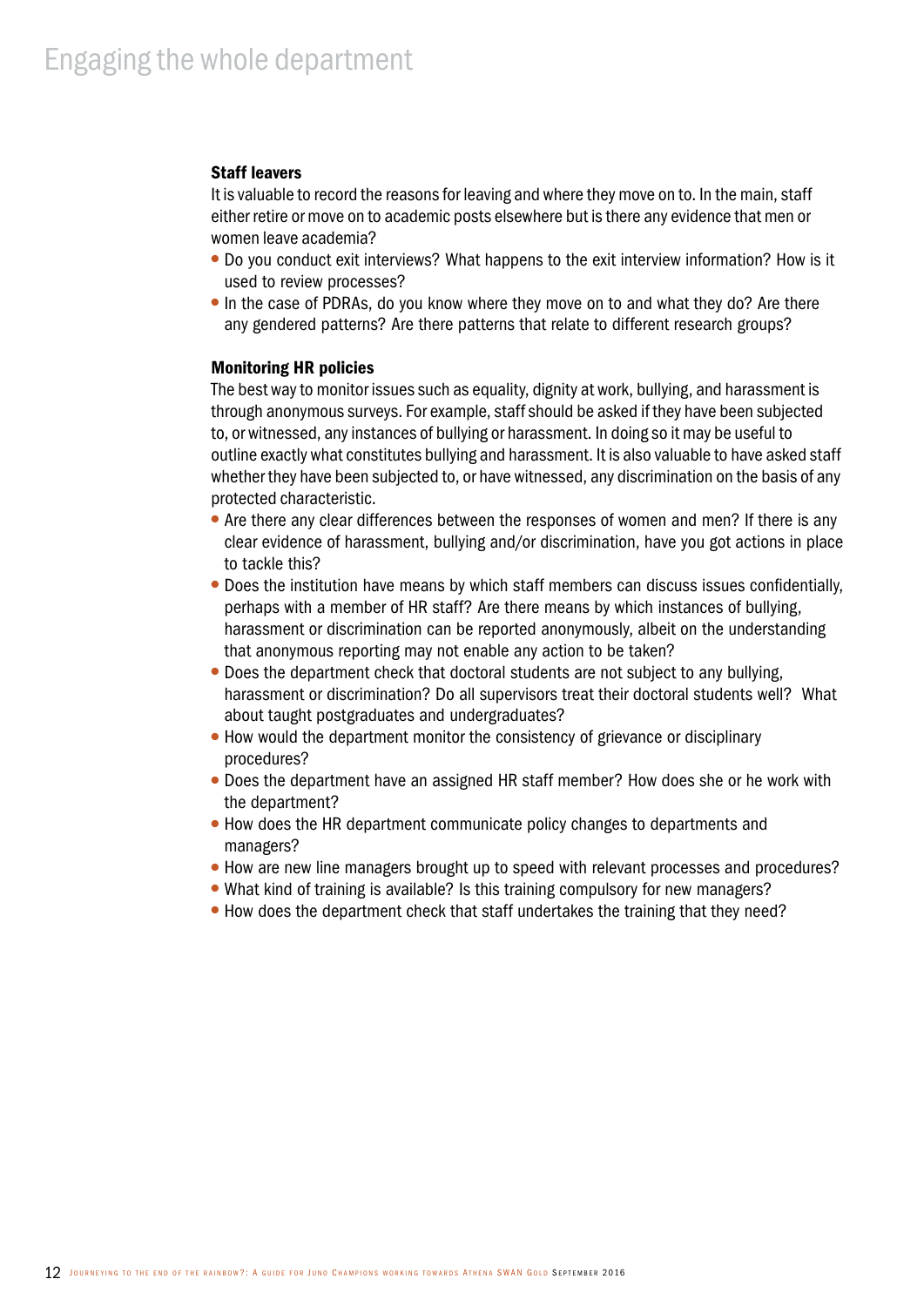### Staff leavers

It is valuable to record the reasons for leaving and where they move on to. In the main, staff either retire or move on to academic posts elsewhere but is there any evidence that men or women leave academia?

- Do you conduct exit interviews? What happens to the exit interview information? How is it used to review processes?
- In the case of PDRAs, do you know where they move on to and what they do? Are there any gendered patterns? Are there patterns that relate to different research groups?

### Monitoring HR policies

The best way to monitor issues such as equality, dignity at work, bullying, and harassment is through anonymous surveys. For example, staff should be asked if they have been subjected to, or witnessed, any instances of bullying or harassment. In doing so it may be useful to outline exactly what constitutes bullying and harassment. It is also valuable to have asked staff whether they have been subjected to, or have witnessed, any discrimination on the basis of any protected characteristic.

- Are there any clear differences between the responses of women and men? If there is any clear evidence of harassment, bullying and/or discrimination, have you got actions in place to tackle this?
- Does the institution have means by which staff members can discuss issues confidentially, perhaps with a member of HR staff? Are there means by which instances of bullying, harassment or discrimination can be reported anonymously, albeit on the understanding that anonymous reporting may not enable any action to be taken?
- Does the department check that doctoral students are not subject to any bullying, harassment or discrimination? Do all supervisors treat their doctoral students well? What about taught postgraduates and undergraduates?
- How would the department monitor the consistency of grievance or disciplinary procedures?
- Does the department have an assigned HR staff member? How does she or he work with the department?
- How does the HR department communicate policy changes to departments and managers?
- How are new line managers brought up to speed with relevant processes and procedures?
- What kind of training is available? Is this training compulsory for new managers?
- How does the department check that staff undertakes the training that they need?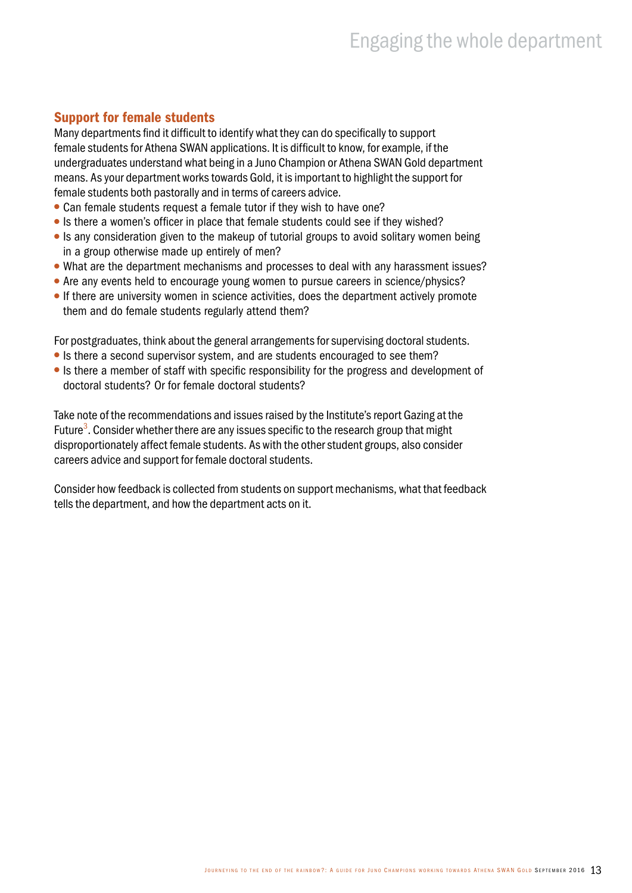## Support for female students

Many departments find it difficult to identify what they can do specifically to support female students for Athena SWAN applications. It is difficult to know, for example, if the undergraduates understand what being in a Juno Champion or Athena SWAN Gold department means. As your department works towards Gold, it is important to highlight the support for female students both pastorally and in terms of careers advice.

- Can female students request a female tutor if they wish to have one?
- Is there a women's officer in place that female students could see if they wished?
- Is any consideration given to the makeup of tutorial groups to avoid solitary women being in a group otherwise made up entirely of men?
- What are the department mechanisms and processes to deal with any harassment issues?
- Are any events held to encourage young women to pursue careers in science/physics?
- If there are university women in science activities, does the department actively promote them and do female students regularly attend them?

For postgraduates, think about the general arrangements for supervising doctoral students.

- Is there a second supervisor system, and are students encouraged to see them?
- Is there a member of staff with specific responsibility for the progress and development of doctoral students? Or for female doctoral students?

Take note of the recommendations and issues raised by the Institute's report Gazing at the Future[3]. Consider whether there are any issues specific to the research group that might disproportionately affect female students. As with the other student groups, also consider careers advice and support for female doctoral students.

Consider how feedback is collected from students on support mechanisms, what that feedback tells the department, and how the department acts on it.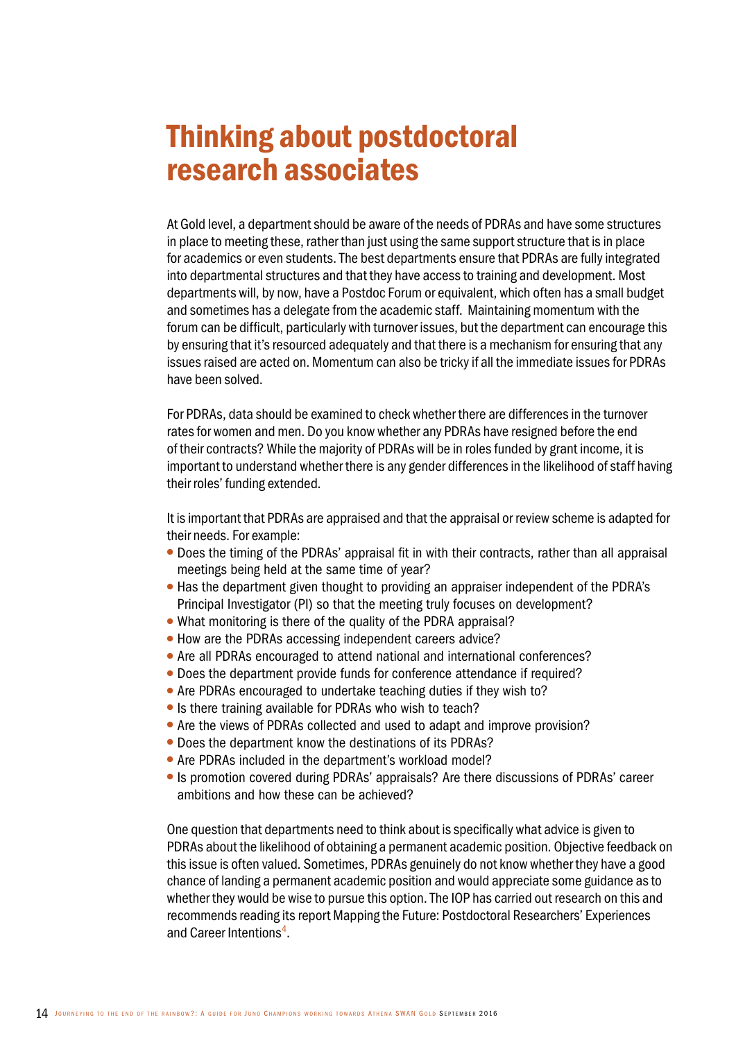# Thinking about postdoctoral research associates

At Gold level, a department should be aware of the needs of PDRAs and have some structures in place to meeting these, rather than just using the same support structure that is in place for academics or even students. The best departments ensure that PDRAs are fully integrated into departmental structures and that they have access to training and development. Most departments will, by now, have a Postdoc Forum or equivalent, which often has a small budget and sometimes has a delegate from the academic staff. Maintaining momentum with the forum can be difficult, particularly with turnover issues, but the department can encourage this by ensuring that it's resourced adequately and that there is a mechanism for ensuring that any issues raised are acted on. Momentum can also be tricky if all the immediate issues for PDRAs have been solved.

For PDRAs, data should be examined to check whether there are differences in the turnover rates for women and men. Do you know whether any PDRAs have resigned before the end of their contracts? While the majority of PDRAs will be in roles funded by grant income, it is important to understand whether there is any gender differences in the likelihood of staff having their roles' funding extended.

It is important that PDRAs are appraised and that the appraisal or review scheme is adapted for their needs. For example:

- Does the timing of the PDRAs' appraisal fit in with their contracts, rather than all appraisal meetings being held at the same time of year?
- Has the department given thought to providing an appraiser independent of the PDRA's Principal Investigator (PI) so that the meeting truly focuses on development?
- What monitoring is there of the quality of the PDRA appraisal?
- How are the PDRAs accessing independent careers advice?
- Are all PDRAs encouraged to attend national and international conferences?
- Does the department provide funds for conference attendance if required?
- Are PDRAs encouraged to undertake teaching duties if they wish to?
- Is there training available for PDRAs who wish to teach?
- Are the views of PDRAs collected and used to adapt and improve provision?
- Does the department know the destinations of its PDRAs?
- Are PDRAs included in the department's workload model?
- Is promotion covered during PDRAs' appraisals? Are there discussions of PDRAs' career ambitions and how these can be achieved?

One question that departments need to think about is specifically what advice is given to PDRAs about the likelihood of obtaining a permanent academic position. Objective feedback on this issue is often valued. Sometimes, PDRAs genuinely do not know whether they have a good chance of landing a permanent academic position and would appreciate some guidance as to whether they would be wise to pursue this option. The IOP has carried out research on this and recommends reading its report Mapping the Future: Postdoctoral Researchers' Experiences and Career Intentions[4].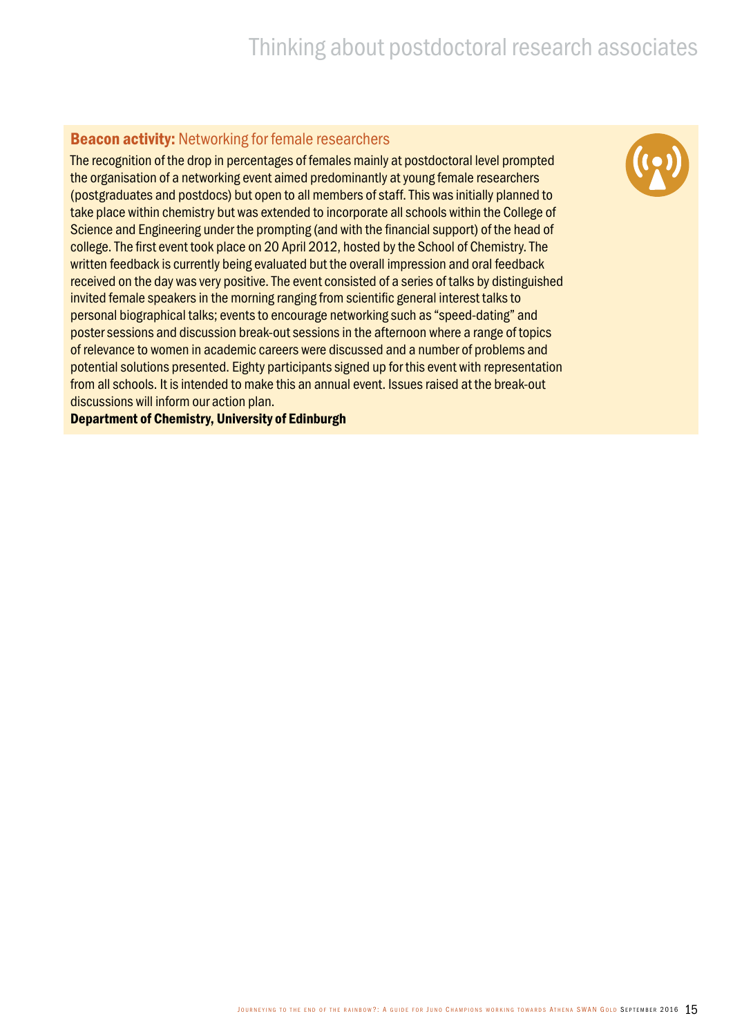**Beacon activity:** Networking for female researchers

The recognition of the drop in percentages of females mainly at postdoctoral level prompted the organisation of a networking event aimed predominantly at young female researchers (postgraduates and postdocs) but open to all members of staff. This was initially planned to take place within chemistry but was extended to incorporate all schools within the College of Science and Engineering under the prompting (and with the financial support) of the head of college. The first event took place on 20 April 2012, hosted by the School of Chemistry. The written feedback is currently being evaluated but the overall impression and oral feedback received on the day was very positive. The event consisted of a series of talks by distinguished invited female speakers in the morning ranging from scientific general interest talks to personal biographical talks; events to encourage networking such as "speed-dating" and poster sessions and discussion break-out sessions in the afternoon where a range of topics of relevance to women in academic careers were discussed and a number of problems and potential solutions presented. Eighty participants signed up for this event with representation from all schools. It is intended to make this an annual event. Issues raised at the break-out discussions will inform our action plan.

**Department of Chemistry, University of Edinburgh**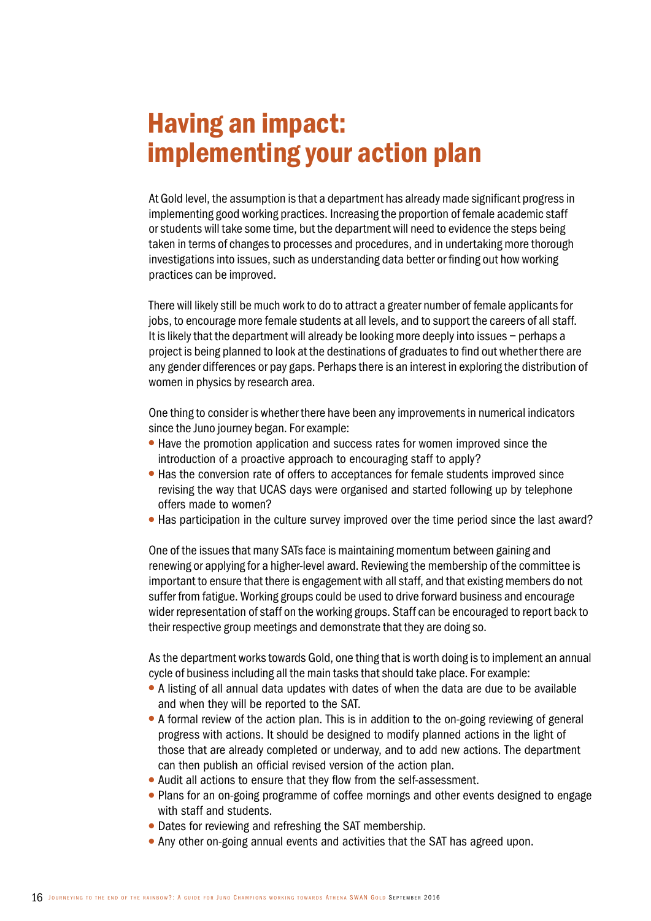# Having an impact: implementing your action plan

At Gold level, the assumption is that a department has already made significant progress in implementing good working practices. Increasing the proportion of female academic staff or students will take some time, but the department will need to evidence the steps being taken in terms of changes to processes and procedures, and in undertaking more thorough investigations into issues, such as understanding data better or finding out how working practices can be improved.

There will likely still be much work to do to attract a greater number of female applicants for jobs, to encourage more female students at all levels, and to support the careers of all staff. It is likely that the department will already be looking more deeply into issues – perhaps a project is being planned to look at the destinations of graduates to find out whether there are any gender differences or pay gaps. Perhaps there is an interest in exploring the distribution of women in physics by research area.

One thing to consider is whether there have been any improvements in numerical indicators since the Juno journey began. For example:

- Have the promotion application and success rates for women improved since the introduction of a proactive approach to encouraging staff to apply?
- Has the conversion rate of offers to acceptances for female students improved since revising the way that UCAS days were organised and started following up by telephone offers made to women?
- Has participation in the culture survey improved over the time period since the last award?

One of the issues that many SATs face is maintaining momentum between gaining and renewing or applying for a higher-level award. Reviewing the membership of the committee is important to ensure that there is engagement with all staff, and that existing members do not suffer from fatigue. Working groups could be used to drive forward business and encourage wider representation of staff on the working groups. Staff can be encouraged to report back to their respective group meetings and demonstrate that they are doing so.

As the department works towards Gold, one thing that is worth doing is to implement an annual cycle of business including all the main tasks that should take place. For example:

- A listing of all annual data updates with dates of when the data are due to be available and when they will be reported to the SAT.
- A formal review of the action plan. This is in addition to the on-going reviewing of general progress with actions. It should be designed to modify planned actions in the light of those that are already completed or underway, and to add new actions. The department can then publish an official revised version of the action plan.
- Audit all actions to ensure that they flow from the self-assessment.
- Plans for an on-going programme of coffee mornings and other events designed to engage with staff and students.
- Dates for reviewing and refreshing the SAT membership.
- Any other on-going annual events and activities that the SAT has agreed upon.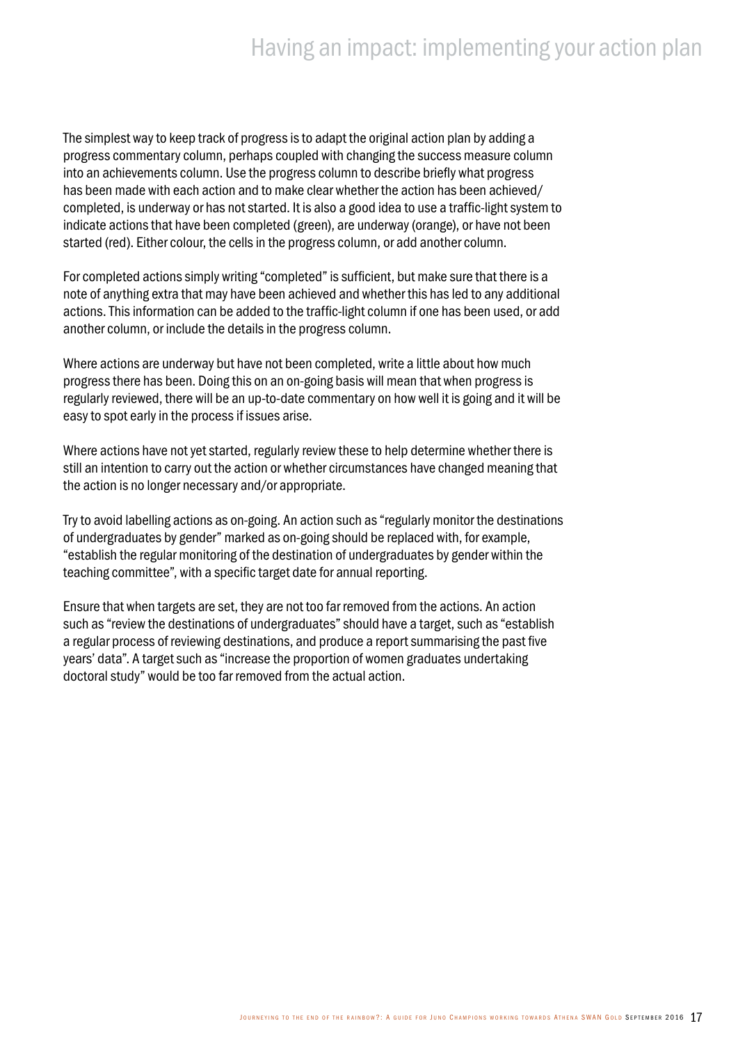The simplest way to keep track of progress is to adapt the original action plan by adding a progress commentary column, perhaps coupled with changing the success measure column into an achievements column. Use the progress column to describe briefly what progress has been made with each action and to make clear whether the action has been achieved/ completed, is underway or has not started. It is also a good idea to use a traffic-light system to indicate actions that have been completed (green), are underway (orange), or have not been started (red). Either colour, the cells in the progress column, or add another column.

For completed actions simply writing "completed" is sufficient, but make sure that there is a note of anything extra that may have been achieved and whether this has led to any additional actions. This information can be added to the traffic-light column if one has been used, or add another column, or include the details in the progress column.

Where actions are underway but have not been completed, write a little about how much progress there has been. Doing this on an on-going basis will mean that when progress is regularly reviewed, there will be an up-to-date commentary on how well it is going and it will be easy to spot early in the process if issues arise.

Where actions have not yet started, regularly review these to help determine whether there is still an intention to carry out the action or whether circumstances have changed meaning that the action is no longer necessary and/or appropriate.

Try to avoid labelling actions as on-going. An action such as "regularly monitor the destinations of undergraduates by gender" marked as on-going should be replaced with, for example, "establish the regular monitoring of the destination of undergraduates by gender within the teaching committee", with a specific target date for annual reporting.

Ensure that when targets are set, they are not too far removed from the actions. An action such as "review the destinations of undergraduates" should have a target, such as "establish a regular process of reviewing destinations, and produce a report summarising the past five years' data". A target such as "increase the proportion of women graduates undertaking doctoral study" would be too far removed from the actual action.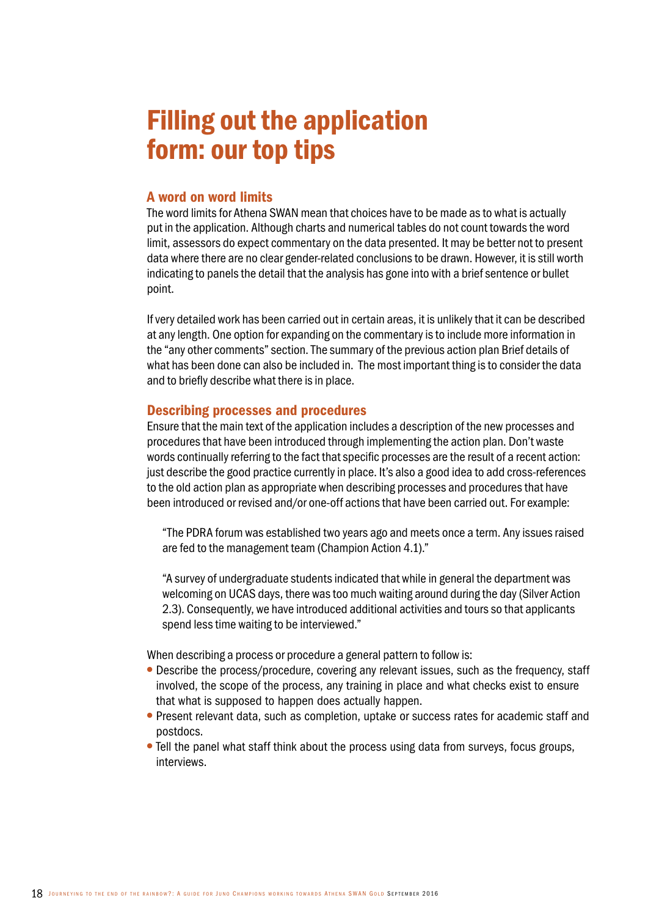# Filling out the application form: our top tips

### A word on word limits

The word limits for Athena SWAN mean that choices have to be made as to what is actually put in the application. Although charts and numerical tables do not count towards the word limit, assessors do expect commentary on the data presented. It may be better not to present data where there are no clear gender-related conclusions to be drawn. However, it is still worth indicating to panels the detail that the analysis has gone into with a brief sentence or bullet point.

If very detailed work has been carried out in certain areas, it is unlikely that it can be described at any length. One option for expanding on the commentary is to include more information in the "any other comments" section. The summary of the previous action plan Brief details of what has been done can also be included in. The most important thing is to consider the data and to briefly describe what there is in place.

### Describing processes and procedures

Ensure that the main text of the application includes a description of the new processes and procedures that have been introduced through implementing the action plan. Don't waste words continually referring to the fact that specific processes are the result of a recent action: just describe the good practice currently in place. It's also a good idea to add cross-references to the old action plan as appropriate when describing processes and procedures that have been introduced or revised and/or one-off actions that have been carried out. For example:

> "The PDRA forum was established two years ago and meets once a term. Any issues raised are fed to the management team (Champion Action 4.1)."
>
> "A survey of undergraduate students indicated that while in general the department was welcoming on UCAS days, there was too much waiting around during the day (Silver Action 2.3). Consequently, we have introduced additional activities and tours so that applicants spend less time waiting to be interviewed."

When describing a process or procedure a general pattern to follow is:

- Describe the process/procedure, covering any relevant issues, such as the frequency, staff involved, the scope of the process, any training in place and what checks exist to ensure that what is supposed to happen does actually happen.
- Present relevant data, such as completion, uptake or success rates for academic staff and postdocs.
- Tell the panel what staff think about the process using data from surveys, focus groups, interviews.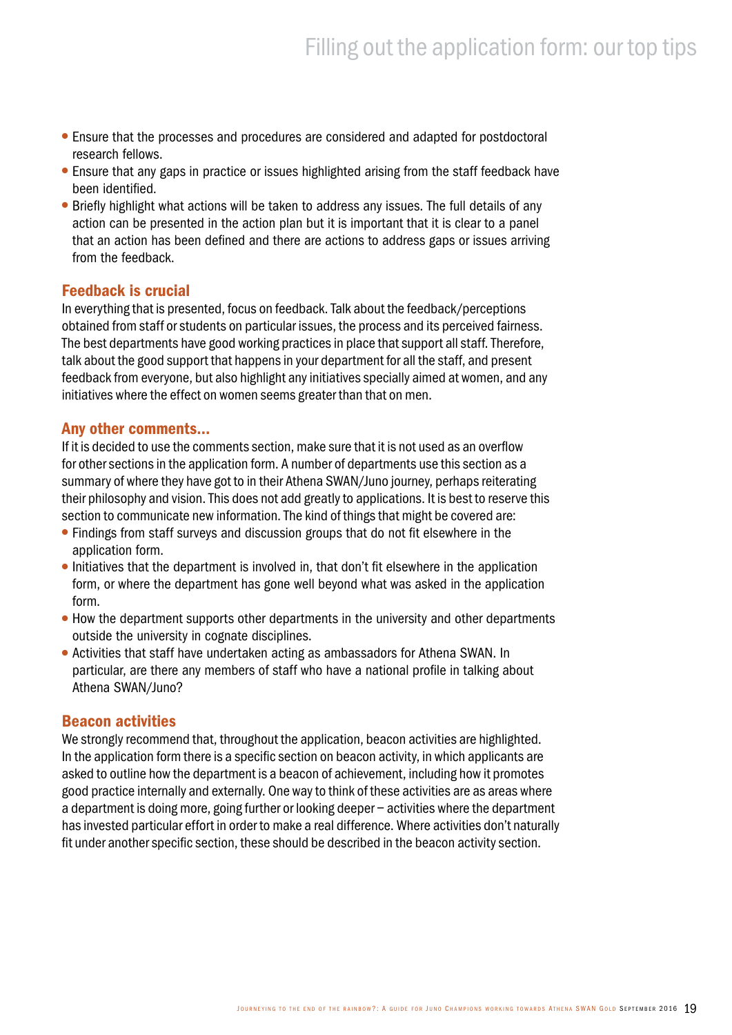- Ensure that the processes and procedures are considered and adapted for postdoctoral research fellows.
- Ensure that any gaps in practice or issues highlighted arising from the staff feedback have been identified.
- Briefly highlight what actions will be taken to address any issues. The full details of any action can be presented in the action plan but it is important that it is clear to a panel that an action has been defined and there are actions to address gaps or issues arriving from the feedback.

## Feedback is crucial

In everything that is presented, focus on feedback. Talk about the feedback/perceptions obtained from staff or students on particular issues, the process and its perceived fairness. The best departments have good working practices in place that support all staff. Therefore, talk about the good support that happens in your department for all the staff, and present feedback from everyone, but also highlight any initiatives specially aimed at women, and any initiatives where the effect on women seems greater than that on men.

## Any other comments...

If it is decided to use the comments section, make sure that it is not used as an overflow for other sections in the application form. A number of departments use this section as a summary of where they have got to in their Athena SWAN/Juno journey, perhaps reiterating their philosophy and vision. This does not add greatly to applications. It is best to reserve this section to communicate new information. The kind of things that might be covered are:

- Findings from staff surveys and discussion groups that do not fit elsewhere in the application form.
- Initiatives that the department is involved in, that don't fit elsewhere in the application form, or where the department has gone well beyond what was asked in the application form.
- How the department supports other departments in the university and other departments outside the university in cognate disciplines.
- Activities that staff have undertaken acting as ambassadors for Athena SWAN. In particular, are there any members of staff who have a national profile in talking about Athena SWAN/Juno?

## Beacon activities

We strongly recommend that, throughout the application, beacon activities are highlighted. In the application form there is a specific section on beacon activity, in which applicants are asked to outline how the department is a beacon of achievement, including how it promotes good practice internally and externally. One way to think of these activities are as areas where a department is doing more, going further or looking deeper – activities where the department has invested particular effort in order to make a real difference. Where activities don't naturally fit under another specific section, these should be described in the beacon activity section.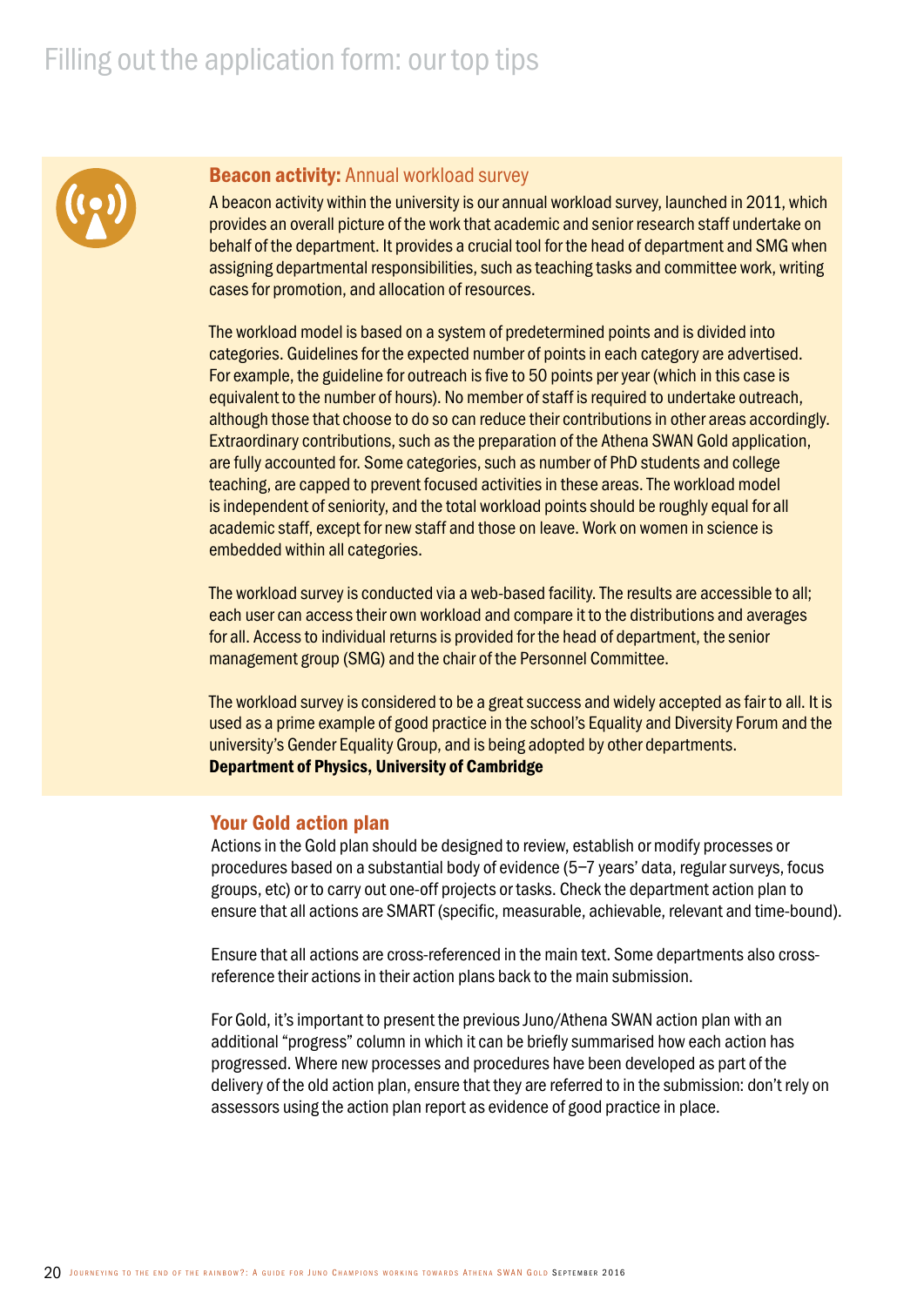# Filling out the application form: our top tips

**Beacon activity:** Annual workload survey

A beacon activity within the university is our annual workload survey, launched in 2011, which provides an overall picture of the work that academic and senior research staff undertake on behalf of the department. It provides a crucial tool for the head of department and SMG when assigning departmental responsibilities, such as teaching tasks and committee work, writing cases for promotion, and allocation of resources.

The workload model is based on a system of predetermined points and is divided into categories. Guidelines for the expected number of points in each category are advertised. For example, the guideline for outreach is five to 50 points per year (which in this case is equivalent to the number of hours). No member of staff is required to undertake outreach, although those that choose to do so can reduce their contributions in other areas accordingly. Extraordinary contributions, such as the preparation of the Athena SWAN Gold application, are fully accounted for. Some categories, such as number of PhD students and college teaching, are capped to prevent focused activities in these areas. The workload model is independent of seniority, and the total workload points should be roughly equal for all academic staff, except for new staff and those on leave. Work on women in science is embedded within all categories.

The workload survey is conducted via a web-based facility. The results are accessible to all; each user can access their own workload and compare it to the distributions and averages for all. Access to individual returns is provided for the head of department, the senior management group (SMG) and the chair of the Personnel Committee.

The workload survey is considered to be a great success and widely accepted as fair to all. It is used as a prime example of good practice in the school's Equality and Diversity Forum and the university's Gender Equality Group, and is being adopted by other departments.
**Department of Physics, University of Cambridge**

## Your Gold action plan

Actions in the Gold plan should be designed to review, establish or modify processes or procedures based on a substantial body of evidence (5–7 years' data, regular surveys, focus groups, etc) or to carry out one-off projects or tasks. Check the department action plan to ensure that all actions are SMART (specific, measurable, achievable, relevant and time-bound).

Ensure that all actions are cross-referenced in the main text. Some departments also cross-reference their actions in their action plans back to the main submission.

For Gold, it's important to present the previous Juno/Athena SWAN action plan with an additional "progress" column in which it can be briefly summarised how each action has progressed. Where new processes and procedures have been developed as part of the delivery of the old action plan, ensure that they are referred to in the submission: don't rely on assessors using the action plan report as evidence of good practice in place.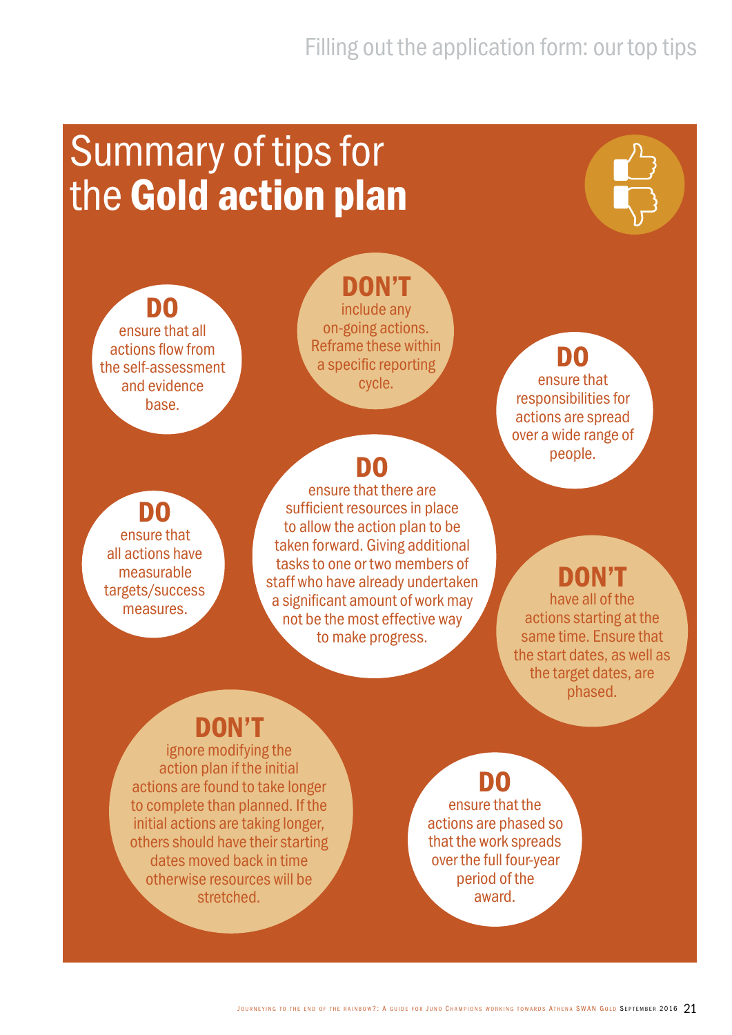# Summary of tips for the **Gold action plan**

**DO** ensure that all actions flow from the self-assessment and evidence base.

**DON'T** include any on-going actions. Reframe these within a specific reporting cycle.

**DO** ensure that responsibilities for actions are spread over a wide range of people.

**DO** ensure that all actions have measurable targets/success measures.

**DO** ensure that there are sufficient resources in place to allow the action plan to be taken forward. Giving additional tasks to one or two members of staff who have already undertaken a significant amount of work may not be the most effective way to make progress.

**DON'T** have all of the actions starting at the same time. Ensure that the start dates, as well as the target dates, are phased.

**DON'T** ignore modifying the action plan if the initial actions are found to take longer to complete than planned. If the initial actions are taking longer, others should have their starting dates moved back in time otherwise resources will be stretched.

**DO** ensure that the actions are phased so that the work spreads over the full four-year period of the award.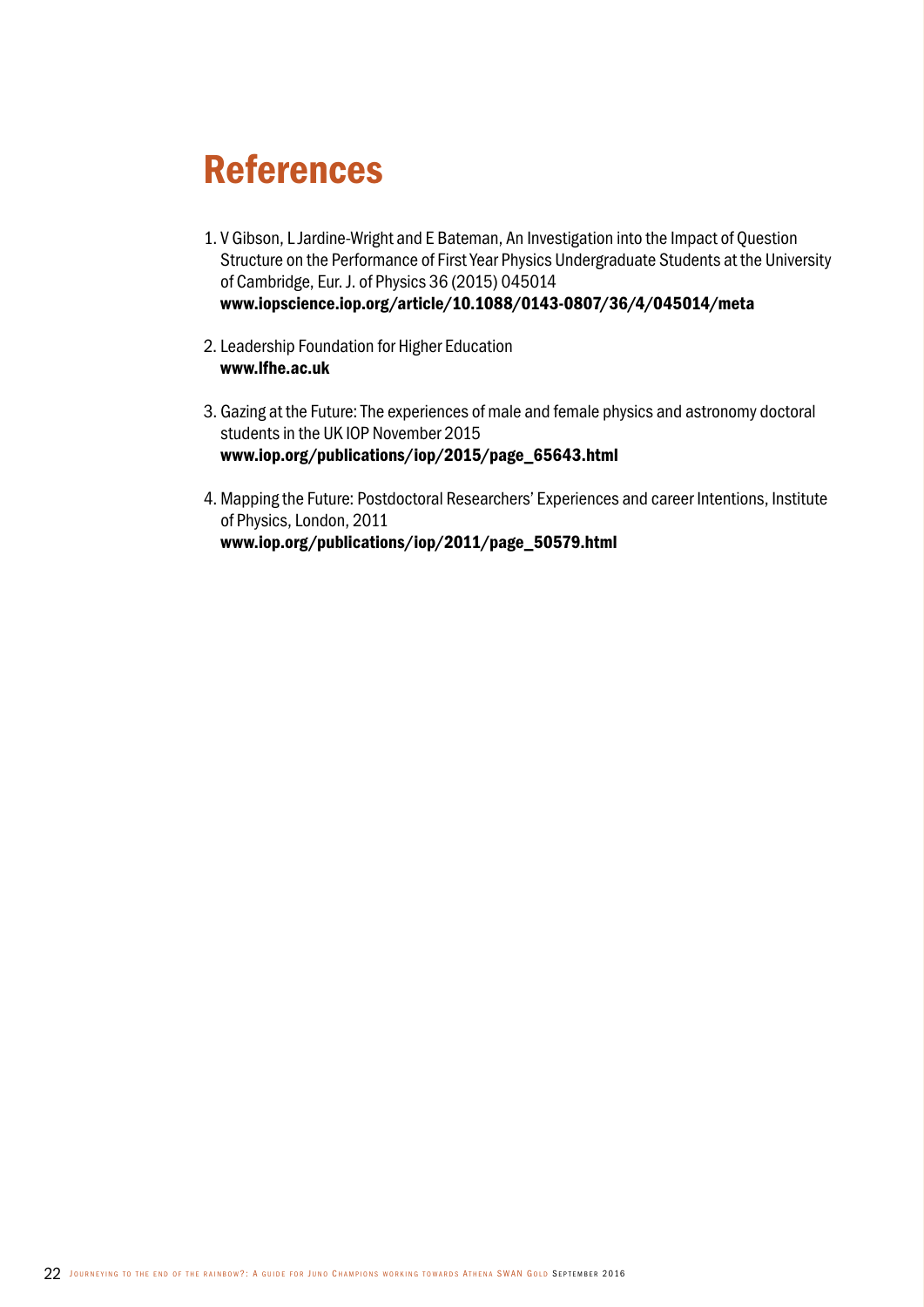# References

1. V Gibson, L Jardine-Wright and E Bateman, An Investigation into the Impact of Question Structure on the Performance of First Year Physics Undergraduate Students at the University of Cambridge, Eur. J. of Physics 36 (2015) 045014
   **www.iopscience.iop.org/article/10.1088/0143-0807/36/4/045014/meta**

2. Leadership Foundation for Higher Education
   **www.lfhe.ac.uk**

3. Gazing at the Future: The experiences of male and female physics and astronomy doctoral students in the UK IOP November 2015
   **www.iop.org/publications/iop/2015/page_65643.html**

4. Mapping the Future: Postdoctoral Researchers' Experiences and career Intentions, Institute of Physics, London, 2011
   **www.iop.org/publications/iop/2011/page_50579.html**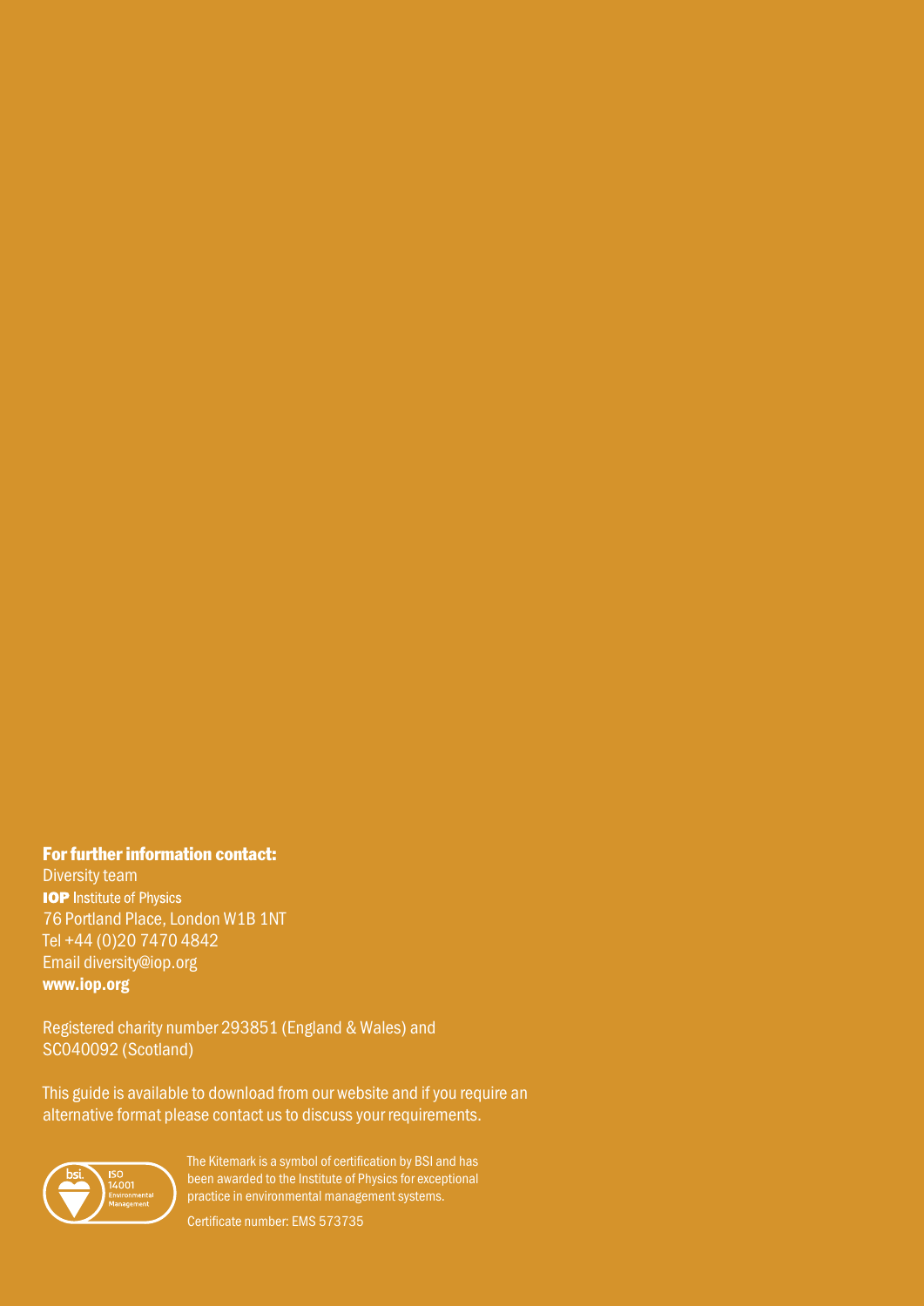**For further information contact:**

Diversity team
**IOP** Institute of Physics
76 Portland Place, London W1B 1NT
Tel +44 (0)20 7470 4842
Email diversity@iop.org
**www.iop.org**

Registered charity number 293851 (England & Wales) and SC040092 (Scotland)

This guide is available to download from our website and if you require an alternative format please contact us to discuss your requirements.

bsi. ISO 14001 Environmental Management

The Kitemark is a symbol of certification by BSI and has been awarded to the Institute of Physics for exceptional practice in environmental management systems.

Certificate number: EMS 573735